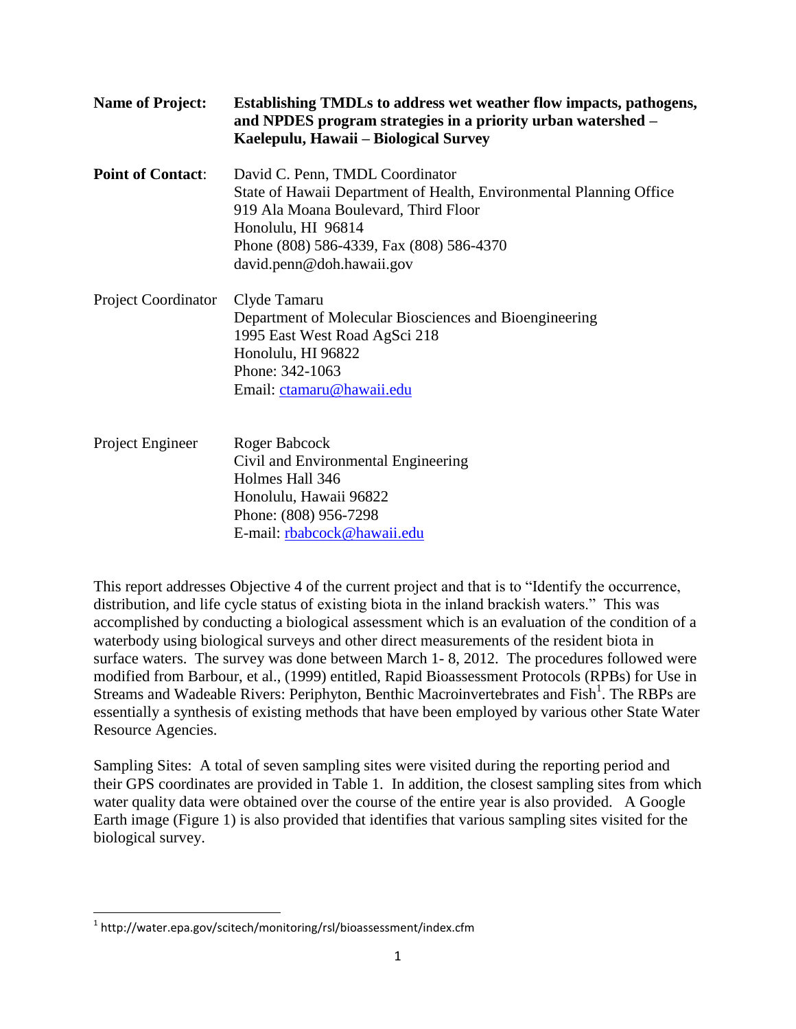**Name of Project:** **Establishing TMDLs to address wet weather flow impacts, pathogens, and NPDES program strategies in a priority urban watershed – Kaelepulu, Hawaii – Biological Survey**

**Point of Contact**: David C. Penn, TMDL Coordinator
State of Hawaii Department of Health, Environmental Planning Office
919 Ala Moana Boulevard, Third Floor
Honolulu, HI 96814
Phone (808) 586-4339, Fax (808) 586-4370
david.penn@doh.hawaii.gov

Project Coordinator: Clyde Tamaru
Department of Molecular Biosciences and Bioengineering
1995 East West Road AgSci 218
Honolulu, HI 96822
Phone: 342-1063
Email: ctamaru@hawaii.edu

Project Engineer: Roger Babcock
Civil and Environmental Engineering
Holmes Hall 346
Honolulu, Hawaii 96822
Phone: (808) 956-7298
E-mail: rbabcock@hawaii.edu

This report addresses Objective 4 of the current project and that is to "Identify the occurrence, distribution, and life cycle status of existing biota in the inland brackish waters." This was accomplished by conducting a biological assessment which is an evaluation of the condition of a waterbody using biological surveys and other direct measurements of the resident biota in surface waters. The survey was done between March 1- 8, 2012. The procedures followed were modified from Barbour, et al., (1999) entitled, Rapid Bioassessment Protocols (RPBs) for Use in Streams and Wadeable Rivers: Periphyton, Benthic Macroinvertebrates and Fish[1]. The RBPs are essentially a synthesis of existing methods that have been employed by various other State Water Resource Agencies.

Sampling Sites: A total of seven sampling sites were visited during the reporting period and their GPS coordinates are provided in Table 1. In addition, the closest sampling sites from which water quality data were obtained over the course of the entire year is also provided. A Google Earth image (Figure 1) is also provided that identifies that various sampling sites visited for the biological survey.

[1] http://water.epa.gov/scitech/monitoring/rsl/bioassessment/index.cfm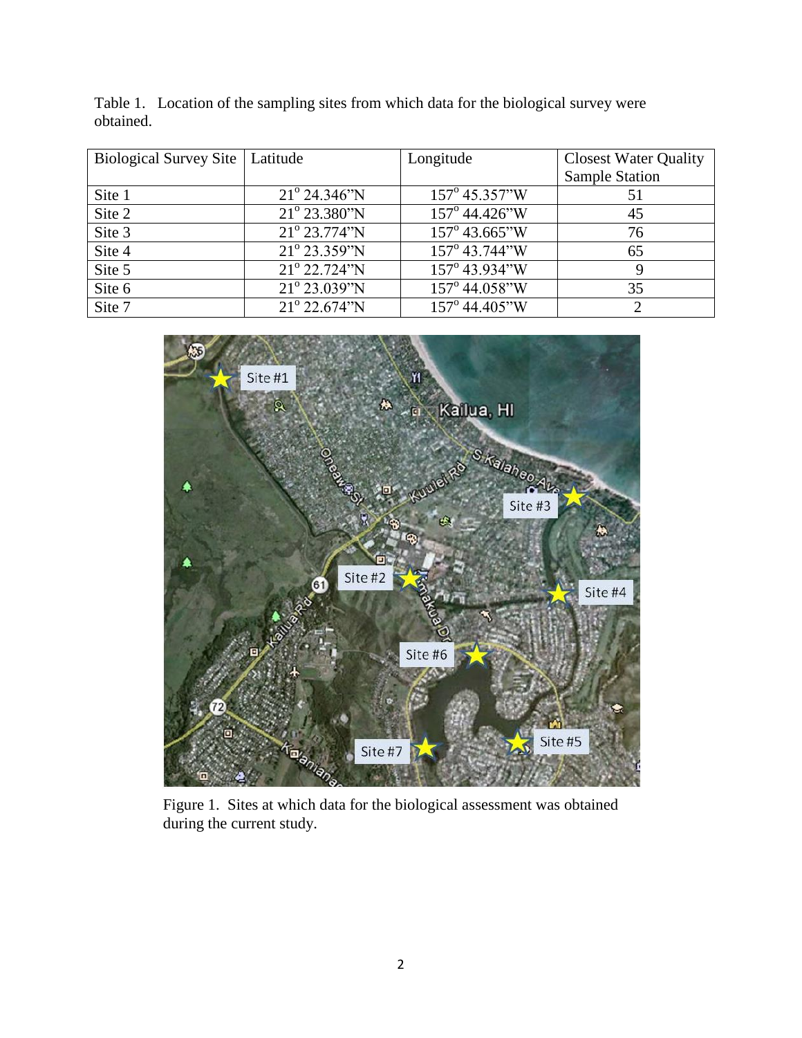Table 1. Location of the sampling sites from which data for the biological survey were obtained.

| Biological Survey Site | Latitude | Longitude | Closest Water Quality Sample Station |
|---|---|---|---|
| Site 1 | $21^o$ 24.346"N | $157^o$ 45.357"W | 51 |
| Site 2 | $21^o$ 23.380"N | $157^o$ 44.426"W | 45 |
| Site 3 | $21^o$ 23.774"N | $157^o$ 43.665"W | 76 |
| Site 4 | $21^o$ 23.359"N | $157^o$ 43.744"W | 65 |
| Site 5 | $21^o$ 22.724"N | $157^o$ 43.934"W | 9 |
| Site 6 | $21^o$ 23.039"N | $157^o$ 44.058"W | 35 |
| Site 7 | $21^o$ 22.674"N | $157^o$ 44.405"W | 2 |

Figure 1. Sites at which data for the biological assessment was obtained during the current study.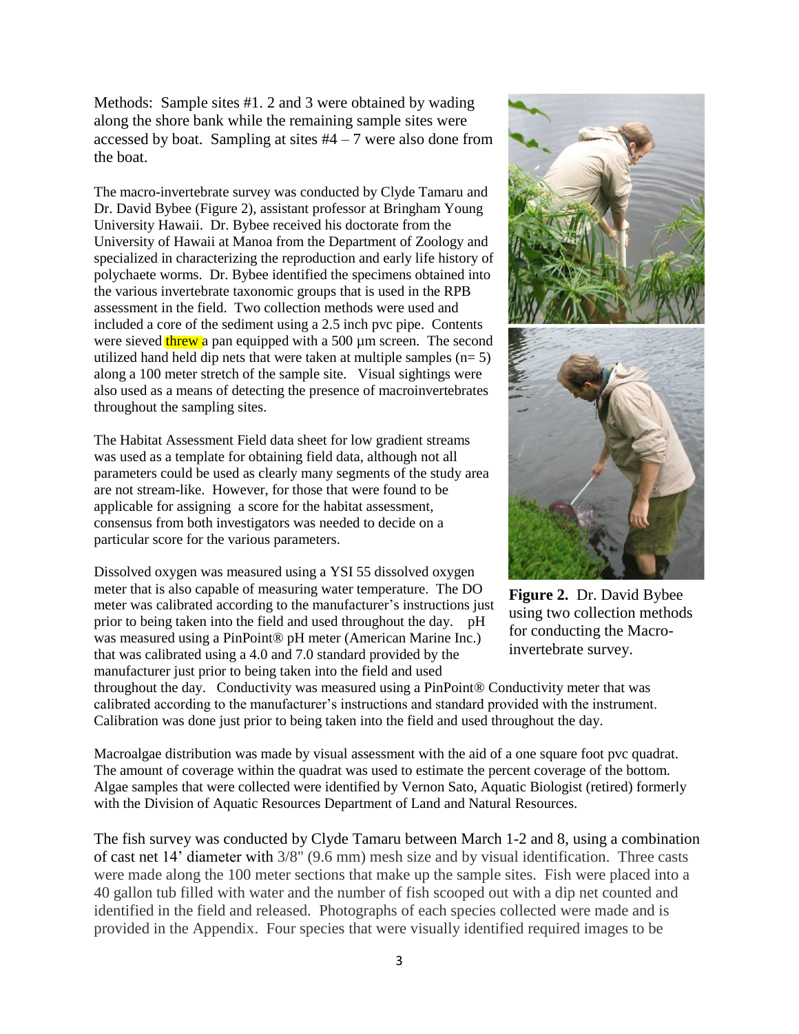Methods: Sample sites #1. 2 and 3 were obtained by wading along the shore bank while the remaining sample sites were accessed by boat. Sampling at sites #4 – 7 were also done from the boat.

The macro-invertebrate survey was conducted by Clyde Tamaru and Dr. David Bybee (Figure 2), assistant professor at Bringham Young University Hawaii. Dr. Bybee received his doctorate from the University of Hawaii at Manoa from the Department of Zoology and specialized in characterizing the reproduction and early life history of polychaete worms. Dr. Bybee identified the specimens obtained into the various invertebrate taxonomic groups that is used in the RPB assessment in the field. Two collection methods were used and included a core of the sediment using a 2.5 inch pvc pipe. Contents were sieved threw a pan equipped with a 500 µm screen. The second utilized hand held dip nets that were taken at multiple samples (n= 5) along a 100 meter stretch of the sample site. Visual sightings were also used as a means of detecting the presence of macroinvertebrates throughout the sampling sites.

**Figure 2.** Dr. David Bybee using two collection methods for conducting the Macro-invertebrate survey.

The Habitat Assessment Field data sheet for low gradient streams was used as a template for obtaining field data, although not all parameters could be used as clearly many segments of the study area are not stream-like. However, for those that were found to be applicable for assigning a score for the habitat assessment, consensus from both investigators was needed to decide on a particular score for the various parameters.

Dissolved oxygen was measured using a YSI 55 dissolved oxygen meter that is also capable of measuring water temperature. The DO meter was calibrated according to the manufacturer's instructions just prior to being taken into the field and used throughout the day. pH was measured using a PinPoint® pH meter (American Marine Inc.) that was calibrated using a 4.0 and 7.0 standard provided by the manufacturer just prior to being taken into the field and used throughout the day. Conductivity was measured using a PinPoint® Conductivity meter that was calibrated according to the manufacturer's instructions and standard provided with the instrument. Calibration was done just prior to being taken into the field and used throughout the day.

Macroalgae distribution was made by visual assessment with the aid of a one square foot pvc quadrat. The amount of coverage within the quadrat was used to estimate the percent coverage of the bottom. Algae samples that were collected were identified by Vernon Sato, Aquatic Biologist (retired) formerly with the Division of Aquatic Resources Department of Land and Natural Resources.

The fish survey was conducted by Clyde Tamaru between March 1-2 and 8, using a combination of cast net 14' diameter with 3/8" (9.6 mm) mesh size and by visual identification. Three casts were made along the 100 meter sections that make up the sample sites. Fish were placed into a 40 gallon tub filled with water and the number of fish scooped out with a dip net counted and identified in the field and released. Photographs of each species collected were made and is provided in the Appendix. Four species that were visually identified required images to be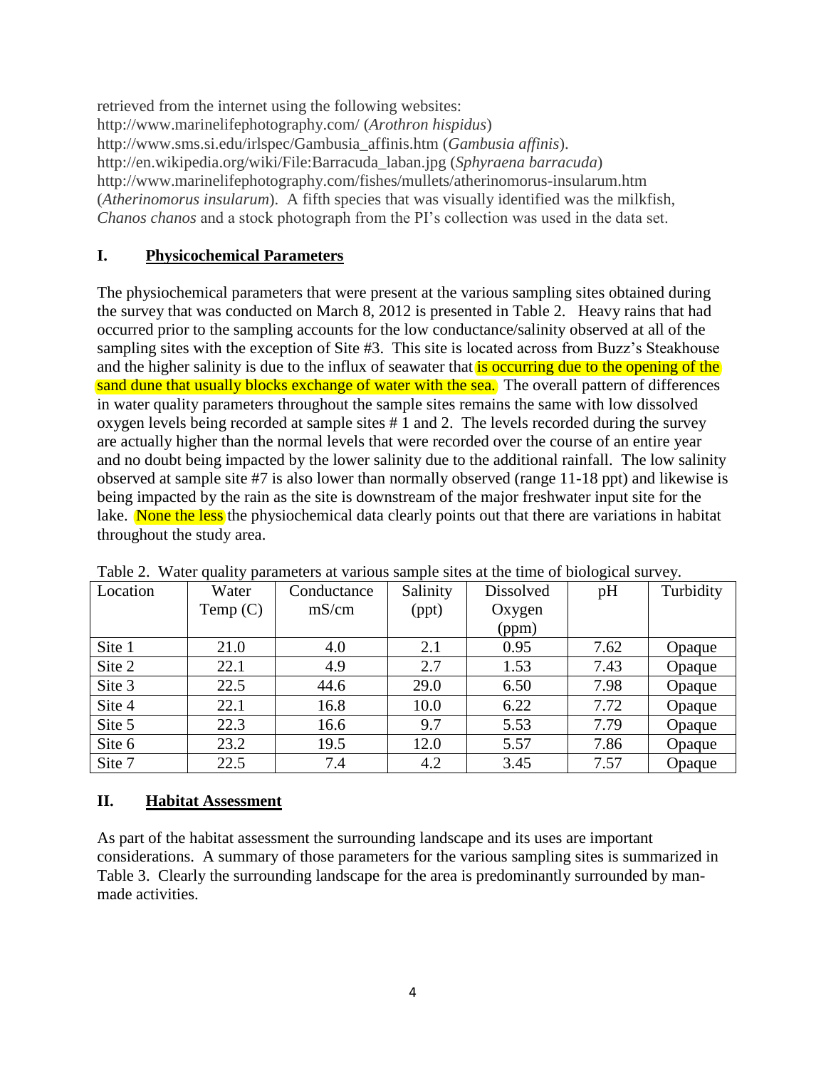retrieved from the internet using the following websites:
http://www.marinelifephotography.com/ (*Arothron hispidus*)
http://www.sms.si.edu/irlspec/Gambusia_affinis.htm (*Gambusia affinis*).
http://en.wikipedia.org/wiki/File:Barracuda_laban.jpg (*Sphyraena barracuda*)
http://www.marinelifephotography.com/fishes/mullets/atherinomorus-insularum.htm
(*Atherinomorus insularum*). A fifth species that was visually identified was the milkfish, *Chanos chanos* and a stock photograph from the PI's collection was used in the data set.

## I. Physicochemical Parameters

The physiochemical parameters that were present at the various sampling sites obtained during the survey that was conducted on March 8, 2012 is presented in Table 2. Heavy rains that had occurred prior to the sampling accounts for the low conductance/salinity observed at all of the sampling sites with the exception of Site #3. This site is located across from Buzz's Steakhouse and the higher salinity is due to the influx of seawater that is occurring due to the opening of the sand dune that usually blocks exchange of water with the sea. The overall pattern of differences in water quality parameters throughout the sample sites remains the same with low dissolved oxygen levels being recorded at sample sites # 1 and 2. The levels recorded during the survey are actually higher than the normal levels that were recorded over the course of an entire year and no doubt being impacted by the lower salinity due to the additional rainfall. The low salinity observed at sample site #7 is also lower than normally observed (range 11-18 ppt) and likewise is being impacted by the rain as the site is downstream of the major freshwater input site for the lake. None the less the physiochemical data clearly points out that there are variations in habitat throughout the study area.

Table 2. Water quality parameters at various sample sites at the time of biological survey.

| Location | Water Temp (C) | Conductance mS/cm | Salinity (ppt) | Dissolved Oxygen (ppm) | pH | Turbidity |
|---|---|---|---|---|---|---|
| Site 1 | 21.0 | 4.0 | 2.1 | 0.95 | 7.62 | Opaque |
| Site 2 | 22.1 | 4.9 | 2.7 | 1.53 | 7.43 | Opaque |
| Site 3 | 22.5 | 44.6 | 29.0 | 6.50 | 7.98 | Opaque |
| Site 4 | 22.1 | 16.8 | 10.0 | 6.22 | 7.72 | Opaque |
| Site 5 | 22.3 | 16.6 | 9.7 | 5.53 | 7.79 | Opaque |
| Site 6 | 23.2 | 19.5 | 12.0 | 5.57 | 7.86 | Opaque |
| Site 7 | 22.5 | 7.4 | 4.2 | 3.45 | 7.57 | Opaque |

## II. Habitat Assessment

As part of the habitat assessment the surrounding landscape and its uses are important considerations. A summary of those parameters for the various sampling sites is summarized in Table 3. Clearly the surrounding landscape for the area is predominantly surrounded by man-made activities.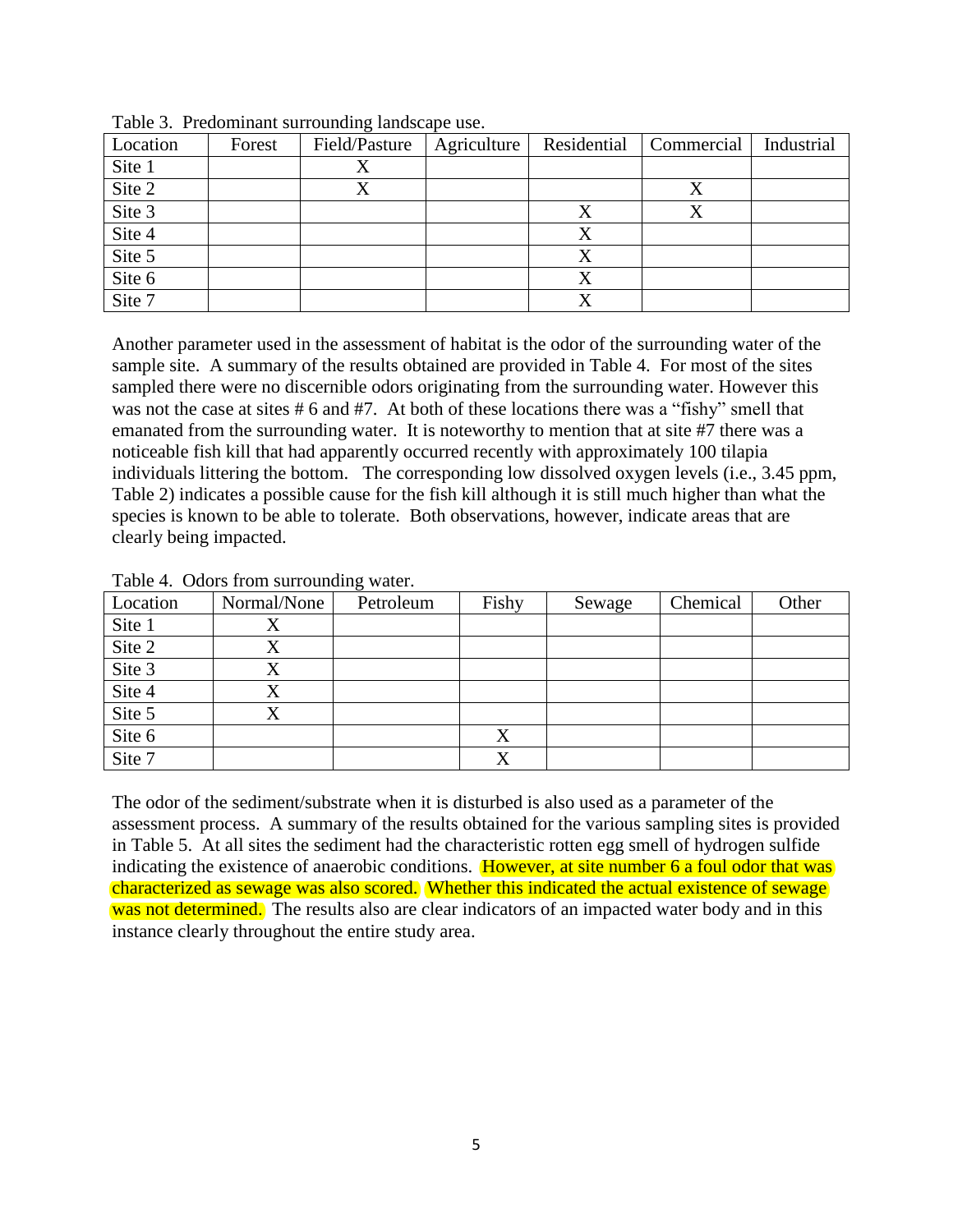Table 3. Predominant surrounding landscape use.

| Location | Forest | Field/Pasture | Agriculture | Residential | Commercial | Industrial |
|---|---|---|---|---|---|---|
| Site 1 | | X | | | | |
| Site 2 | | X | | | X | |
| Site 3 | | | | X | X | |
| Site 4 | | | | X | | |
| Site 5 | | | | X | | |
| Site 6 | | | | X | | |
| Site 7 | | | | X | | |

Another parameter used in the assessment of habitat is the odor of the surrounding water of the sample site. A summary of the results obtained are provided in Table 4. For most of the sites sampled there were no discernible odors originating from the surrounding water. However this was not the case at sites # 6 and #7. At both of these locations there was a "fishy" smell that emanated from the surrounding water. It is noteworthy to mention that at site #7 there was a noticeable fish kill that had apparently occurred recently with approximately 100 tilapia individuals littering the bottom. The corresponding low dissolved oxygen levels (i.e., 3.45 ppm, Table 2) indicates a possible cause for the fish kill although it is still much higher than what the species is known to be able to tolerate. Both observations, however, indicate areas that are clearly being impacted.

Table 4. Odors from surrounding water.

| Location | Normal/None | Petroleum | Fishy | Sewage | Chemical | Other |
|---|---|---|---|---|---|---|
| Site 1 | X | | | | | |
| Site 2 | X | | | | | |
| Site 3 | X | | | | | |
| Site 4 | X | | | | | |
| Site 5 | X | | | | | |
| Site 6 | | | X | | | |
| Site 7 | | | X | | | |

The odor of the sediment/substrate when it is disturbed is also used as a parameter of the assessment process. A summary of the results obtained for the various sampling sites is provided in Table 5. At all sites the sediment had the characteristic rotten egg smell of hydrogen sulfide indicating the existence of anaerobic conditions. However, at site number 6 a foul odor that was characterized as sewage was also scored. Whether this indicated the actual existence of sewage was not determined. The results also are clear indicators of an impacted water body and in this instance clearly throughout the entire study area.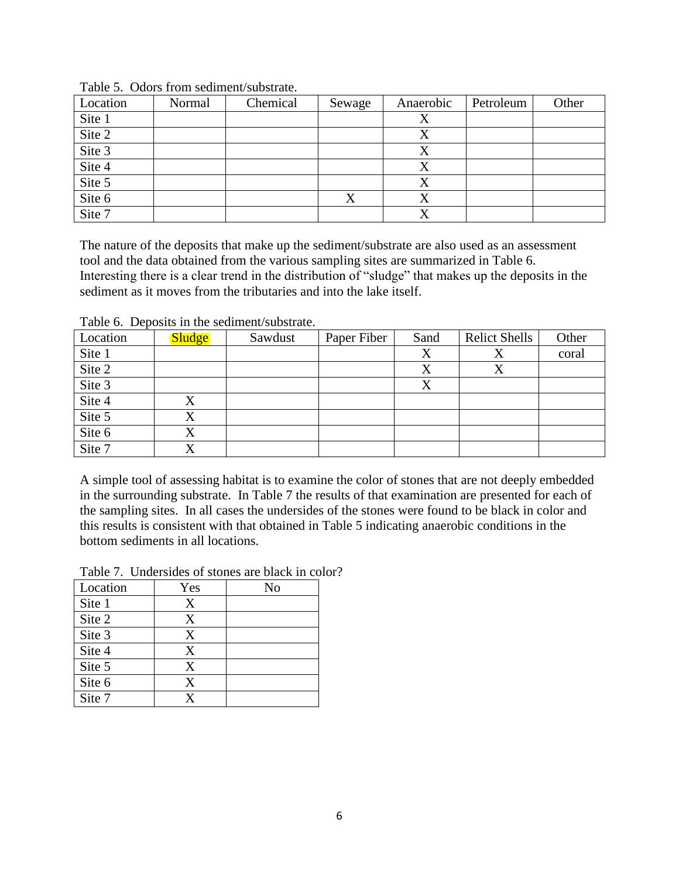Table 5. Odors from sediment/substrate.

| Location | Normal | Chemical | Sewage | Anaerobic | Petroleum | Other |
|---|---|---|---|---|---|---|
| Site 1 | | | | X | | |
| Site 2 | | | | X | | |
| Site 3 | | | | X | | |
| Site 4 | | | | X | | |
| Site 5 | | | | X | | |
| Site 6 | | | X | X | | |
| Site 7 | | | | X | | |

The nature of the deposits that make up the sediment/substrate are also used as an assessment tool and the data obtained from the various sampling sites are summarized in Table 6. Interesting there is a clear trend in the distribution of "sludge" that makes up the deposits in the sediment as it moves from the tributaries and into the lake itself.

Table 6. Deposits in the sediment/substrate.

| Location | Sludge | Sawdust | Paper Fiber | Sand | Relict Shells | Other |
|---|---|---|---|---|---|---|
| Site 1 | | | | X | X | coral |
| Site 2 | | | | X | X | |
| Site 3 | | | | X | | |
| Site 4 | X | | | | | |
| Site 5 | X | | | | | |
| Site 6 | X | | | | | |
| Site 7 | X | | | | | |

A simple tool of assessing habitat is to examine the color of stones that are not deeply embedded in the surrounding substrate. In Table 7 the results of that examination are presented for each of the sampling sites. In all cases the undersides of the stones were found to be black in color and this results is consistent with that obtained in Table 5 indicating anaerobic conditions in the bottom sediments in all locations.

Table 7. Undersides of stones are black in color?

| Location | Yes | No |
|---|---|---|
| Site 1 | X | |
| Site 2 | X | |
| Site 3 | X | |
| Site 4 | X | |
| Site 5 | X | |
| Site 6 | X | |
| Site 7 | X | |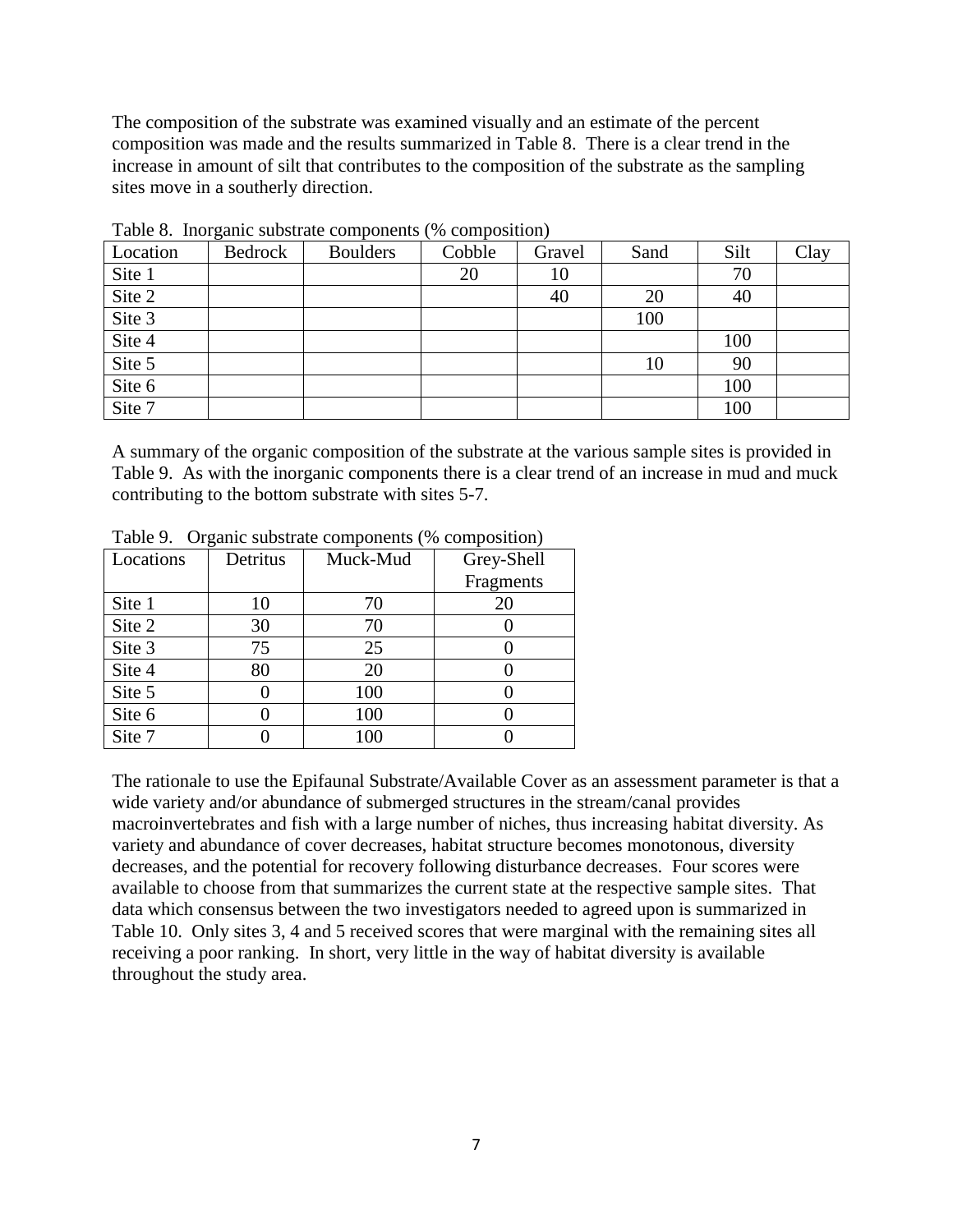The composition of the substrate was examined visually and an estimate of the percent composition was made and the results summarized in Table 8. There is a clear trend in the increase in amount of silt that contributes to the composition of the substrate as the sampling sites move in a southerly direction.

Table 8. Inorganic substrate components (% composition)

| Location | Bedrock | Boulders | Cobble | Gravel | Sand | Silt | Clay |
|---|---|---|---|---|---|---|---|
| Site 1 | | | 20 | 10 | | 70 | |
| Site 2 | | | | 40 | 20 | 40 | |
| Site 3 | | | | | 100 | | |
| Site 4 | | | | | | 100 | |
| Site 5 | | | | | 10 | 90 | |
| Site 6 | | | | | | 100 | |
| Site 7 | | | | | | 100 | |

A summary of the organic composition of the substrate at the various sample sites is provided in Table 9. As with the inorganic components there is a clear trend of an increase in mud and muck contributing to the bottom substrate with sites 5-7.

Table 9. Organic substrate components (% composition)

| Locations | Detritus | Muck-Mud | Grey-Shell Fragments |
|---|---|---|---|
| Site 1 | 10 | 70 | 20 |
| Site 2 | 30 | 70 | 0 |
| Site 3 | 75 | 25 | 0 |
| Site 4 | 80 | 20 | 0 |
| Site 5 | 0 | 100 | 0 |
| Site 6 | 0 | 100 | 0 |
| Site 7 | 0 | 100 | 0 |

The rationale to use the Epifaunal Substrate/Available Cover as an assessment parameter is that a wide variety and/or abundance of submerged structures in the stream/canal provides macroinvertebrates and fish with a large number of niches, thus increasing habitat diversity. As variety and abundance of cover decreases, habitat structure becomes monotonous, diversity decreases, and the potential for recovery following disturbance decreases. Four scores were available to choose from that summarizes the current state at the respective sample sites. That data which consensus between the two investigators needed to agreed upon is summarized in Table 10. Only sites 3, 4 and 5 received scores that were marginal with the remaining sites all receiving a poor ranking. In short, very little in the way of habitat diversity is available throughout the study area.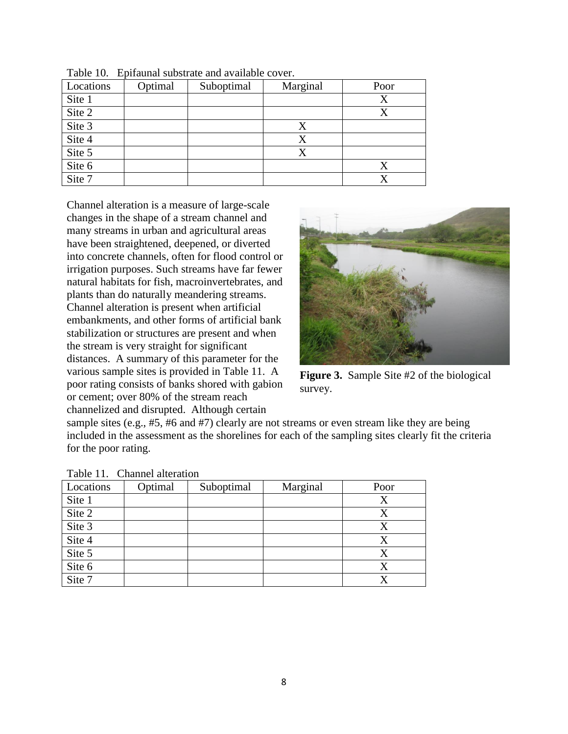Table 10. Epifaunal substrate and available cover.

| Locations | Optimal | Suboptimal | Marginal | Poor |
|---|---|---|---|---|
| Site 1 | | | | X |
| Site 2 | | | | X |
| Site 3 | | | X | |
| Site 4 | | | X | |
| Site 5 | | | X | |
| Site 6 | | | | X |
| Site 7 | | | | X |

Channel alteration is a measure of large-scale changes in the shape of a stream channel and many streams in urban and agricultural areas have been straightened, deepened, or diverted into concrete channels, often for flood control or irrigation purposes. Such streams have far fewer natural habitats for fish, macroinvertebrates, and plants than do naturally meandering streams. Channel alteration is present when artificial embankments, and other forms of artificial bank stabilization or structures are present and when the stream is very straight for significant distances. A summary of this parameter for the various sample sites is provided in Table 11. A poor rating consists of banks shored with gabion or cement; over 80% of the stream reach channelized and disrupted. Although certain sample sites (e.g., #5, #6 and #7) clearly are not streams or even stream like they are being included in the assessment as the shorelines for each of the sampling sites clearly fit the criteria for the poor rating.

**Figure 3.** Sample Site #2 of the biological survey.

Table 11. Channel alteration

| Locations | Optimal | Suboptimal | Marginal | Poor |
|---|---|---|---|---|
| Site 1 | | | | X |
| Site 2 | | | | X |
| Site 3 | | | | X |
| Site 4 | | | | X |
| Site 5 | | | | X |
| Site 6 | | | | X |
| Site 7 | | | | X |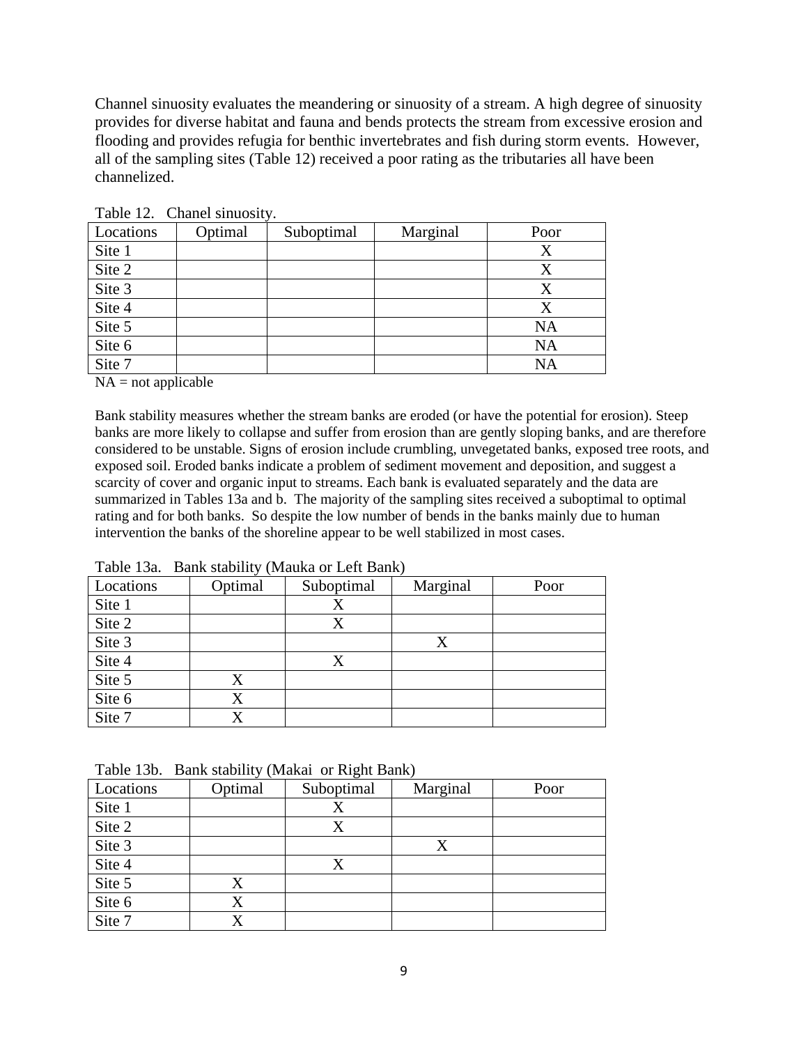Channel sinuosity evaluates the meandering or sinuosity of a stream. A high degree of sinuosity provides for diverse habitat and fauna and bends protects the stream from excessive erosion and flooding and provides refugia for benthic invertebrates and fish during storm events. However, all of the sampling sites (Table 12) received a poor rating as the tributaries all have been channelized.

Table 12. Chanel sinuosity.

| Locations | Optimal | Suboptimal | Marginal | Poor |
|---|---|---|---|---|
| Site 1 | | | | X |
| Site 2 | | | | X |
| Site 3 | | | | X |
| Site 4 | | | | X |
| Site 5 | | | | NA |
| Site 6 | | | | NA |
| Site 7 | | | | NA |

NA = not applicable

Bank stability measures whether the stream banks are eroded (or have the potential for erosion). Steep banks are more likely to collapse and suffer from erosion than are gently sloping banks, and are therefore considered to be unstable. Signs of erosion include crumbling, unvegetated banks, exposed tree roots, and exposed soil. Eroded banks indicate a problem of sediment movement and deposition, and suggest a scarcity of cover and organic input to streams. Each bank is evaluated separately and the data are summarized in Tables 13a and b. The majority of the sampling sites received a suboptimal to optimal rating and for both banks. So despite the low number of bends in the banks mainly due to human intervention the banks of the shoreline appear to be well stabilized in most cases.

Table 13a. Bank stability (Mauka or Left Bank)

| Locations | Optimal | Suboptimal | Marginal | Poor |
|---|---|---|---|---|
| Site 1 | | X | | |
| Site 2 | | X | | |
| Site 3 | | | X | |
| Site 4 | | X | | |
| Site 5 | X | | | |
| Site 6 | X | | | |
| Site 7 | X | | | |

Table 13b. Bank stability (Makai or Right Bank)

| Locations | Optimal | Suboptimal | Marginal | Poor |
|---|---|---|---|---|
| Site 1 | | X | | |
| Site 2 | | X | | |
| Site 3 | | | X | |
| Site 4 | | X | | |
| Site 5 | X | | | |
| Site 6 | X | | | |
| Site 7 | X | | | |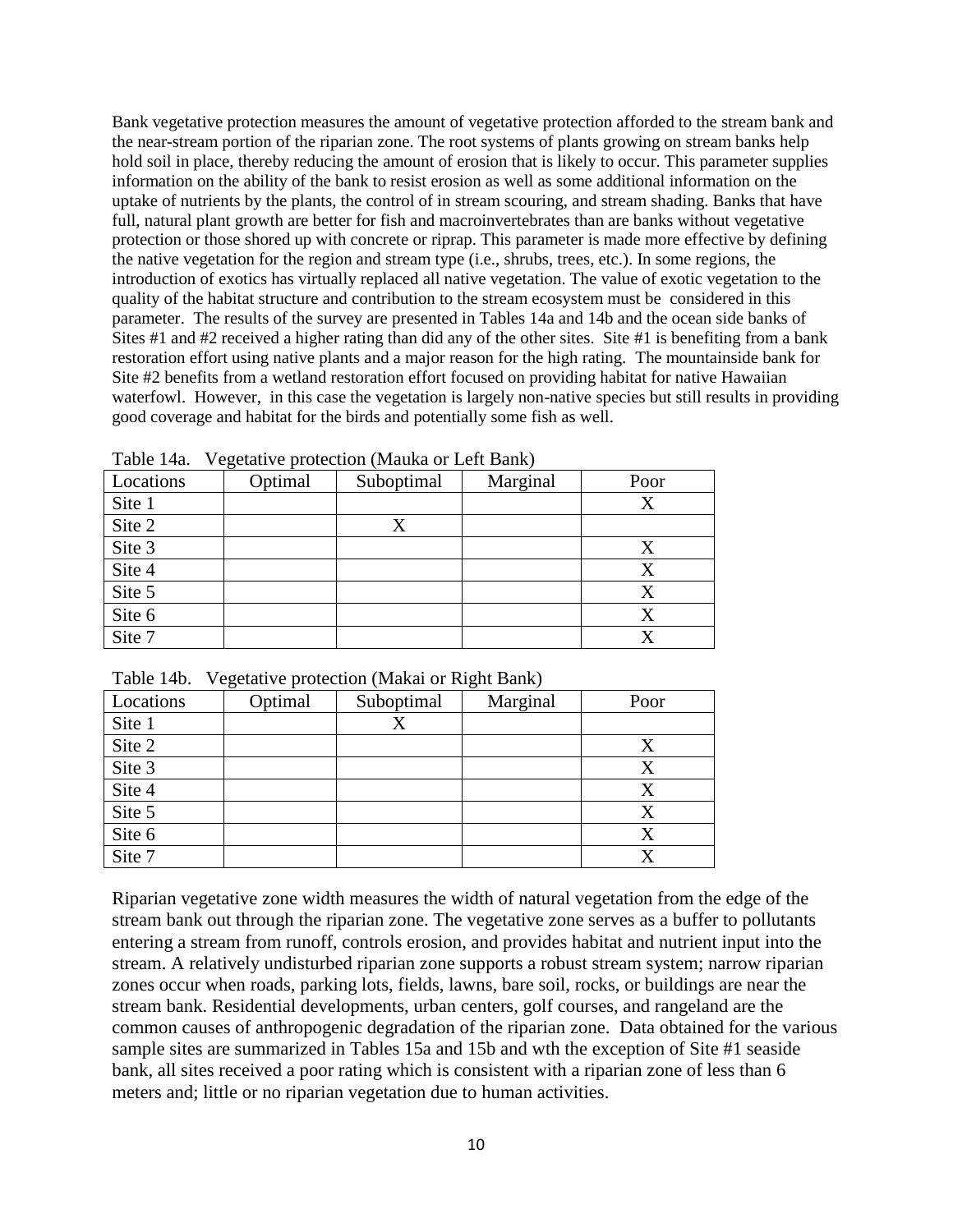Bank vegetative protection measures the amount of vegetative protection afforded to the stream bank and the near-stream portion of the riparian zone. The root systems of plants growing on stream banks help hold soil in place, thereby reducing the amount of erosion that is likely to occur. This parameter supplies information on the ability of the bank to resist erosion as well as some additional information on the uptake of nutrients by the plants, the control of in stream scouring, and stream shading. Banks that have full, natural plant growth are better for fish and macroinvertebrates than are banks without vegetative protection or those shored up with concrete or riprap. This parameter is made more effective by defining the native vegetation for the region and stream type (i.e., shrubs, trees, etc.). In some regions, the introduction of exotics has virtually replaced all native vegetation. The value of exotic vegetation to the quality of the habitat structure and contribution to the stream ecosystem must be considered in this parameter. The results of the survey are presented in Tables 14a and 14b and the ocean side banks of Sites #1 and #2 received a higher rating than did any of the other sites. Site #1 is benefiting from a bank restoration effort using native plants and a major reason for the high rating. The mountainside bank for Site #2 benefits from a wetland restoration effort focused on providing habitat for native Hawaiian waterfowl. However, in this case the vegetation is largely non-native species but still results in providing good coverage and habitat for the birds and potentially some fish as well.

Table 14a. Vegetative protection (Mauka or Left Bank)

| Locations | Optimal | Suboptimal | Marginal | Poor |
|---|---|---|---|---|
| Site 1 | | | | X |
| Site 2 | | X | | |
| Site 3 | | | | X |
| Site 4 | | | | X |
| Site 5 | | | | X |
| Site 6 | | | | X |
| Site 7 | | | | X |

Table 14b. Vegetative protection (Makai or Right Bank)

| Locations | Optimal | Suboptimal | Marginal | Poor |
|---|---|---|---|---|
| Site 1 | | X | | |
| Site 2 | | | | X |
| Site 3 | | | | X |
| Site 4 | | | | X |
| Site 5 | | | | X |
| Site 6 | | | | X |
| Site 7 | | | | X |

Riparian vegetative zone width measures the width of natural vegetation from the edge of the stream bank out through the riparian zone. The vegetative zone serves as a buffer to pollutants entering a stream from runoff, controls erosion, and provides habitat and nutrient input into the stream. A relatively undisturbed riparian zone supports a robust stream system; narrow riparian zones occur when roads, parking lots, fields, lawns, bare soil, rocks, or buildings are near the stream bank. Residential developments, urban centers, golf courses, and rangeland are the common causes of anthropogenic degradation of the riparian zone. Data obtained for the various sample sites are summarized in Tables 15a and 15b and wth the exception of Site #1 seaside bank, all sites received a poor rating which is consistent with a riparian zone of less than 6 meters and; little or no riparian vegetation due to human activities.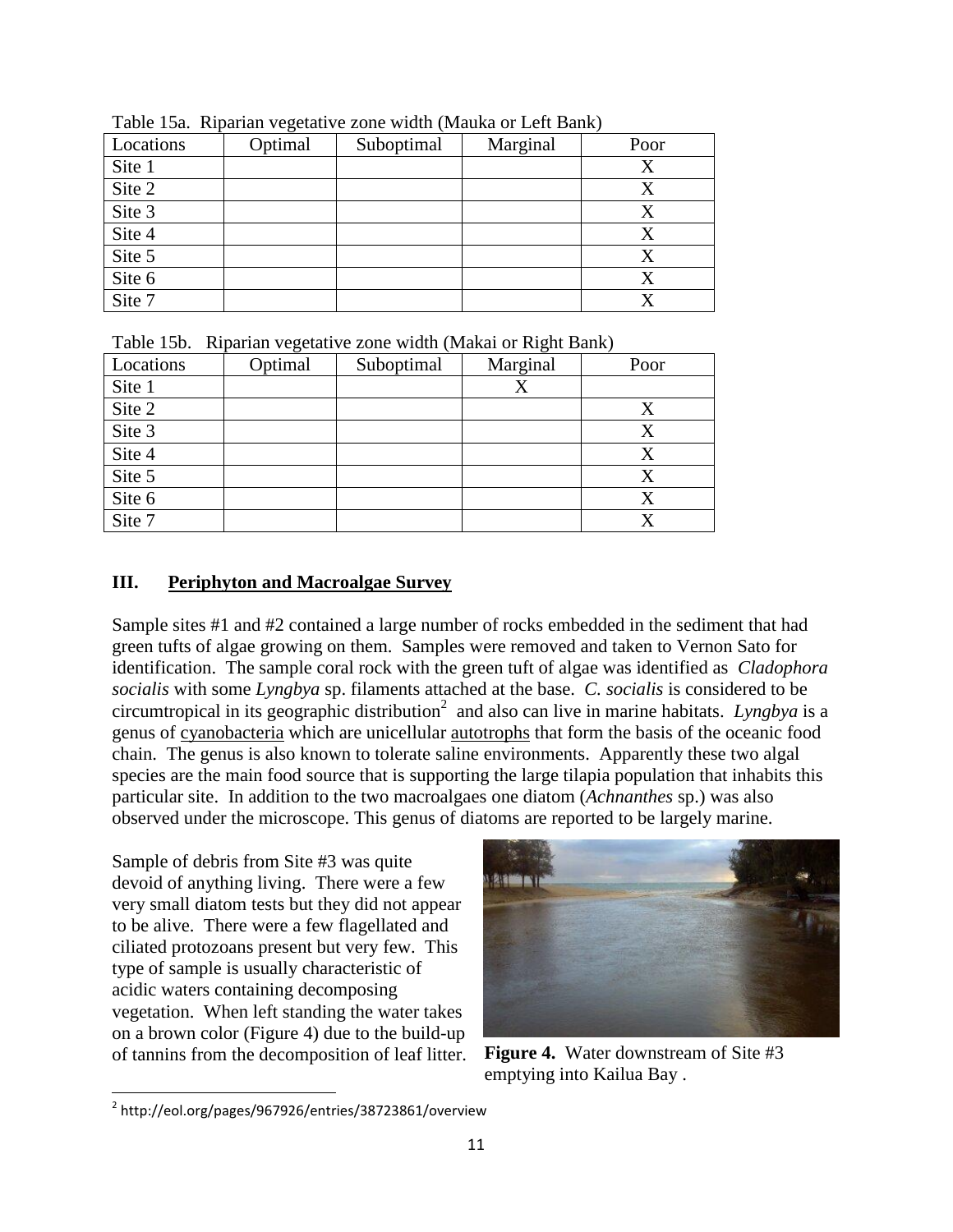Table 15a. Riparian vegetative zone width (Mauka or Left Bank)

| Locations | Optimal | Suboptimal | Marginal | Poor |
|---|---|---|---|---|
| Site 1 | | | | X |
| Site 2 | | | | X |
| Site 3 | | | | X |
| Site 4 | | | | X |
| Site 5 | | | | X |
| Site 6 | | | | X |
| Site 7 | | | | X |

Table 15b. Riparian vegetative zone width (Makai or Right Bank)

| Locations | Optimal | Suboptimal | Marginal | Poor |
|---|---|---|---|---|
| Site 1 | | | X | |
| Site 2 | | | | X |
| Site 3 | | | | X |
| Site 4 | | | | X |
| Site 5 | | | | X |
| Site 6 | | | | X |
| Site 7 | | | | X |

## III. Periphyton and Macroalgae Survey

Sample sites #1 and #2 contained a large number of rocks embedded in the sediment that had green tufts of algae growing on them. Samples were removed and taken to Vernon Sato for identification. The sample coral rock with the green tuft of algae was identified as *Cladophora socialis* with some *Lyngbya* sp. filaments attached at the base. *C. socialis* is considered to be circumtropical in its geographic distribution[2] and also can live in marine habitats. *Lyngbya* is a genus of cyanobacteria which are unicellular autotrophs that form the basis of the oceanic food chain. The genus is also known to tolerate saline environments. Apparently these two algal species are the main food source that is supporting the large tilapia population that inhabits this particular site. In addition to the two macroalgaes one diatom (*Achnanthes* sp.) was also observed under the microscope. This genus of diatoms are reported to be largely marine.

Sample of debris from Site #3 was quite devoid of anything living. There were a few very small diatom tests but they did not appear to be alive. There were a few flagellated and ciliated protozoans present but very few. This type of sample is usually characteristic of acidic waters containing decomposing vegetation. When left standing the water takes on a brown color (Figure 4) due to the build-up of tannins from the decomposition of leaf litter.

**Figure 4.** Water downstream of Site #3 emptying into Kailua Bay .

[2] http://eol.org/pages/967926/entries/38723861/overview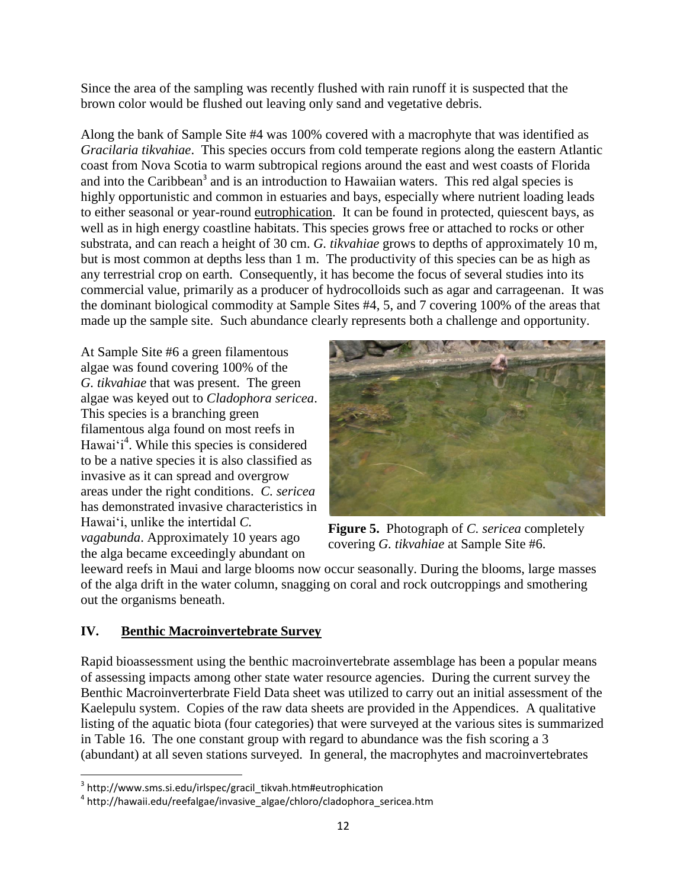Since the area of the sampling was recently flushed with rain runoff it is suspected that the brown color would be flushed out leaving only sand and vegetative debris.

Along the bank of Sample Site #4 was 100% covered with a macrophyte that was identified as *Gracilaria tikvahiae*. This species occurs from cold temperate regions along the eastern Atlantic coast from Nova Scotia to warm subtropical regions around the east and west coasts of Florida and into the Caribbean[3] and is an introduction to Hawaiian waters. This red algal species is highly opportunistic and common in estuaries and bays, especially where nutrient loading leads to either seasonal or year-round eutrophication. It can be found in protected, quiescent bays, as well as in high energy coastline habitats. This species grows free or attached to rocks or other substrata, and can reach a height of 30 cm. *G. tikvahiae* grows to depths of approximately 10 m, but is most common at depths less than 1 m. The productivity of this species can be as high as any terrestrial crop on earth. Consequently, it has become the focus of several studies into its commercial value, primarily as a producer of hydrocolloids such as agar and carrageenan. It was the dominant biological commodity at Sample Sites #4, 5, and 7 covering 100% of the areas that made up the sample site. Such abundance clearly represents both a challenge and opportunity.

At Sample Site #6 a green filamentous algae was found covering 100% of the *G. tikvahiae* that was present. The green algae was keyed out to *Cladophora sericea*. This species is a branching green filamentous alga found on most reefs in Hawai'i[4]. While this species is considered to be a native species it is also classified as invasive as it can spread and overgrow areas under the right conditions. *C. sericea* has demonstrated invasive characteristics in Hawai'i, unlike the intertidal *C. vagabunda*. Approximately 10 years ago the alga became exceedingly abundant on leeward reefs in Maui and large blooms now occur seasonally. During the blooms, large masses of the alga drift in the water column, snagging on coral and rock outcroppings and smothering out the organisms beneath.

**Figure 5.** Photograph of *C. sericea* completely covering *G. tikvahiae* at Sample Site #6.

## IV. Benthic Macroinvertebrate Survey

Rapid bioassessment using the benthic macroinvertebrate assemblage has been a popular means of assessing impacts among other state water resource agencies. During the current survey the Benthic Macroinverterbrate Field Data sheet was utilized to carry out an initial assessment of the Kaelepulu system. Copies of the raw data sheets are provided in the Appendices. A qualitative listing of the aquatic biota (four categories) that were surveyed at the various sites is summarized in Table 16. The one constant group with regard to abundance was the fish scoring a 3 (abundant) at all seven stations surveyed. In general, the macrophytes and macroinvertebrates

[3] http://www.sms.si.edu/irlspec/gracil_tikvah.htm#eutrophication

[4] http://hawaii.edu/reefalgae/invasive_algae/chloro/cladophora_sericea.htm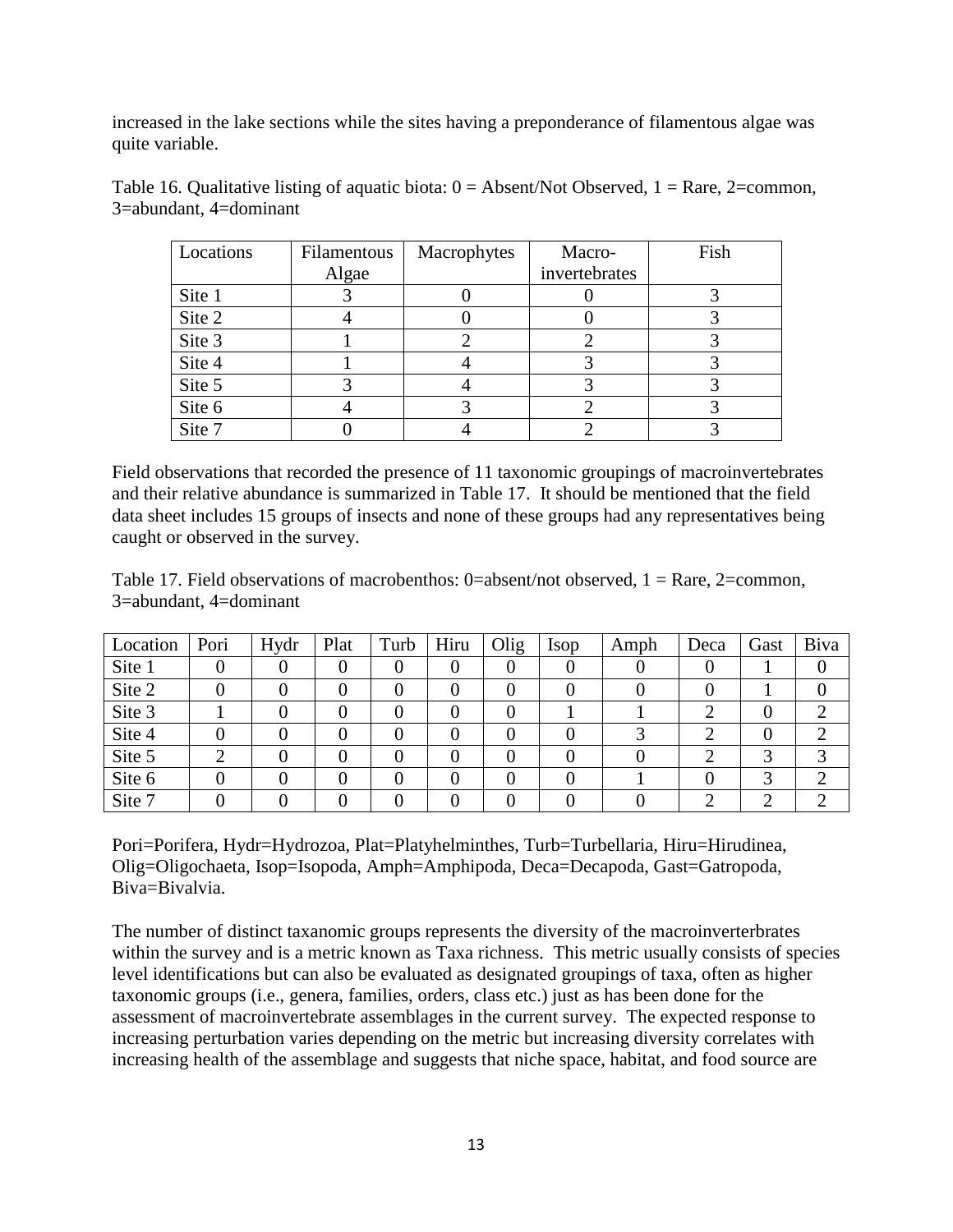increased in the lake sections while the sites having a preponderance of filamentous algae was quite variable.

Table 16. Qualitative listing of aquatic biota: 0 = Absent/Not Observed, 1 = Rare, 2=common, 3=abundant, 4=dominant

| Locations | Filamentous Algae | Macrophytes | Macro-invertebrates | Fish |
|---|---|---|---|---|
| Site 1 | 3 | 0 | 0 | 3 |
| Site 2 | 4 | 0 | 0 | 3 |
| Site 3 | 1 | 2 | 2 | 3 |
| Site 4 | 1 | 4 | 3 | 3 |
| Site 5 | 3 | 4 | 3 | 3 |
| Site 6 | 4 | 3 | 2 | 3 |
| Site 7 | 0 | 4 | 2 | 3 |

Field observations that recorded the presence of 11 taxonomic groupings of macroinvertebrates and their relative abundance is summarized in Table 17. It should be mentioned that the field data sheet includes 15 groups of insects and none of these groups had any representatives being caught or observed in the survey.

Table 17. Field observations of macrobenthos: 0=absent/not observed, 1 = Rare, 2=common, 3=abundant, 4=dominant

| Location | Pori | Hydr | Plat | Turb | Hiru | Olig | Isop | Amph | Deca | Gast | Biva |
|---|---|---|---|---|---|---|---|---|---|---|---|
| Site 1 | 0 | 0 | 0 | 0 | 0 | 0 | 0 | 0 | 0 | 1 | 0 |
| Site 2 | 0 | 0 | 0 | 0 | 0 | 0 | 0 | 0 | 0 | 1 | 0 |
| Site 3 | 1 | 0 | 0 | 0 | 0 | 0 | 1 | 1 | 2 | 0 | 2 |
| Site 4 | 0 | 0 | 0 | 0 | 0 | 0 | 0 | 3 | 2 | 0 | 2 |
| Site 5 | 2 | 0 | 0 | 0 | 0 | 0 | 0 | 0 | 2 | 3 | 3 |
| Site 6 | 0 | 0 | 0 | 0 | 0 | 0 | 0 | 1 | 0 | 3 | 2 |
| Site 7 | 0 | 0 | 0 | 0 | 0 | 0 | 0 | 0 | 2 | 2 | 2 |

Pori=Porifera, Hydr=Hydrozoa, Plat=Platyhelminthes, Turb=Turbellaria, Hiru=Hirudinea, Olig=Oligochaeta, Isop=Isopoda, Amph=Amphipoda, Deca=Decapoda, Gast=Gatropoda, Biva=Bivalvia.

The number of distinct taxanomic groups represents the diversity of the macroinverterbrates within the survey and is a metric known as Taxa richness. This metric usually consists of species level identifications but can also be evaluated as designated groupings of taxa, often as higher taxonomic groups (i.e., genera, families, orders, class etc.) just as has been done for the assessment of macroinvertebrate assemblages in the current survey. The expected response to increasing perturbation varies depending on the metric but increasing diversity correlates with increasing health of the assemblage and suggests that niche space, habitat, and food source are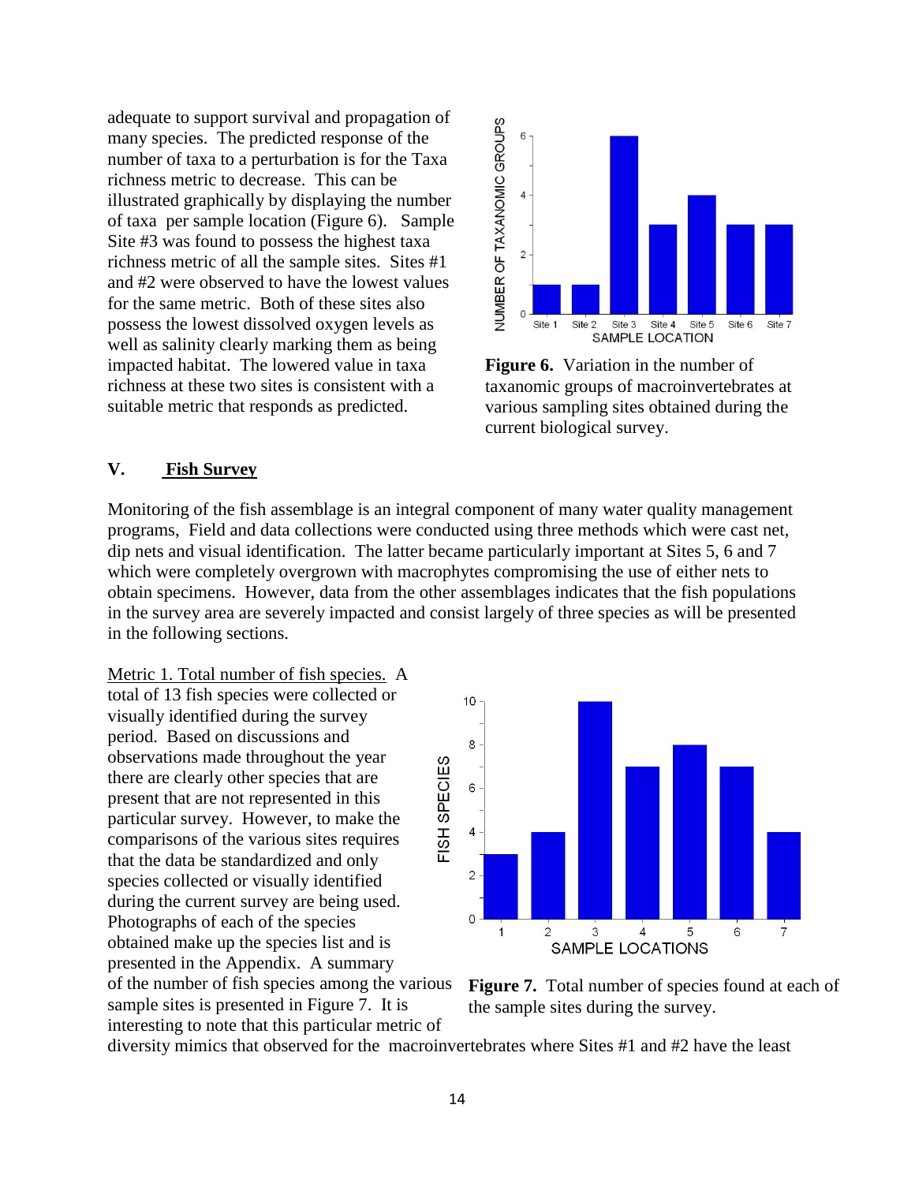adequate to support survival and propagation of many species. The predicted response of the number of taxa to a perturbation is for the Taxa richness metric to decrease. This can be illustrated graphically by displaying the number of taxa per sample location (Figure 6). Sample Site #3 was found to possess the highest taxa richness metric of all the sample sites. Sites #1 and #2 were observed to have the lowest values for the same metric. Both of these sites also possess the lowest dissolved oxygen levels as well as salinity clearly marking them as being impacted habitat. The lowered value in taxa richness at these two sites is consistent with a suitable metric that responds as predicted.

NUMBER OF TAXANOMIC GROUPS

0
2
4
6

Site 1 Site 2 Site 3 Site 4 Site 5 Site 6 Site 7

SAMPLE LOCATION

**Figure 6.** Variation in the number of taxanomic groups of macroinvertebrates at various sampling sites obtained during the current biological survey.

## V. Fish Survey

Monitoring of the fish assemblage is an integral component of many water quality management programs, Field and data collections were conducted using three methods which were cast net, dip nets and visual identification. The latter became particularly important at Sites 5, 6 and 7 which were completely overgrown with macrophytes compromising the use of either nets to obtain specimens. However, data from the other assemblages indicates that the fish populations in the survey area are severely impacted and consist largely of three species as will be presented in the following sections.

Metric 1. Total number of fish species. A total of 13 fish species were collected or visually identified during the survey period. Based on discussions and observations made throughout the year there are clearly other species that are present that are not represented in this particular survey. However, to make the comparisons of the various sites requires that the data be standardized and only species collected or visually identified during the current survey are being used. Photographs of each of the species obtained make up the species list and is presented in the Appendix. A summary of the number of fish species among the various sample sites is presented in Figure 7. It is interesting to note that this particular metric of diversity mimics that observed for the macroinvertebrates where Sites #1 and #2 have the least

FISH SPECIES

0
2
4
6
8
10

1 2 3 4 5 6 7

SAMPLE LOCATIONS

**Figure 7.** Total number of species found at each of the sample sites during the survey.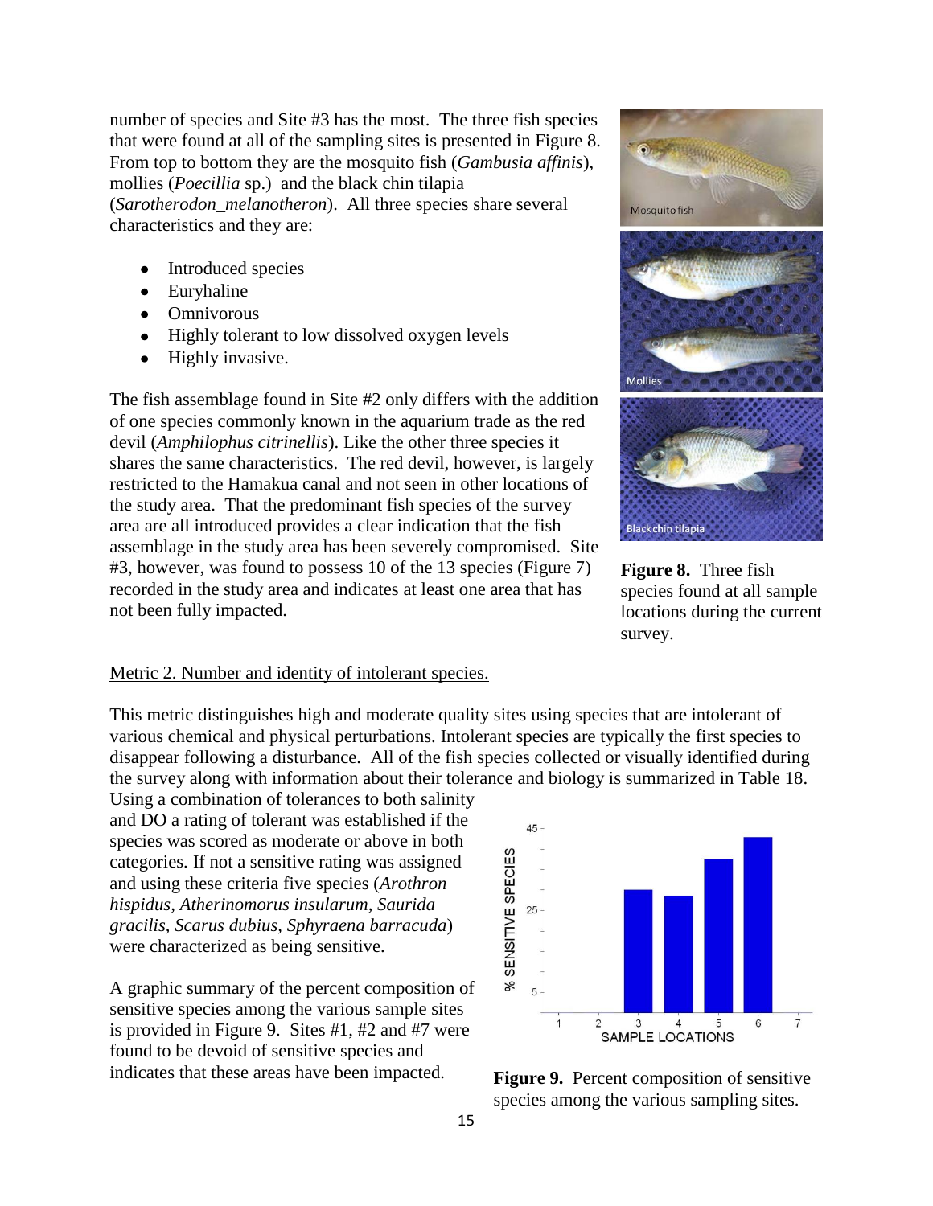number of species and Site #3 has the most. The three fish species that were found at all of the sampling sites is presented in Figure 8. From top to bottom they are the mosquito fish (*Gambusia affinis*), mollies (*Poecillia* sp.) and the black chin tilapia (*Sarotherodon_melanotheron*). All three species share several characteristics and they are:

- Introduced species
- Euryhaline
- Omnivorous
- Highly tolerant to low dissolved oxygen levels
- Highly invasive.

The fish assemblage found in Site #2 only differs with the addition of one species commonly known in the aquarium trade as the red devil (*Amphilophus citrinellis*). Like the other three species it shares the same characteristics. The red devil, however, is largely restricted to the Hamakua canal and not seen in other locations of the study area. That the predominant fish species of the survey area are all introduced provides a clear indication that the fish assemblage in the study area has been severely compromised. Site #3, however, was found to possess 10 of the 13 species (Figure 7) recorded in the study area and indicates at least one area that has not been fully impacted.

Mosquito fish

Mollies

Black chin tilapia

**Figure 8.** Three fish species found at all sample locations during the current survey.

Metric 2. Number and identity of intolerant species.

This metric distinguishes high and moderate quality sites using species that are intolerant of various chemical and physical perturbations. Intolerant species are typically the first species to disappear following a disturbance. All of the fish species collected or visually identified during the survey along with information about their tolerance and biology is summarized in Table 18. Using a combination of tolerances to both salinity and DO a rating of tolerant was established if the species was scored as moderate or above in both categories. If not a sensitive rating was assigned and using these criteria five species (*Arothron hispidus*, *Atherinomorus insularum, Saurida gracilis, Scarus dubius, Sphyraena barracuda*) were characterized as being sensitive.

A graphic summary of the percent composition of sensitive species among the various sample sites is provided in Figure 9. Sites #1, #2 and #7 were found to be devoid of sensitive species and indicates that these areas have been impacted.

% SENSITIVE SPECIES

45

25

5

1 2 3 4 5 6 7

SAMPLE LOCATIONS

**Figure 9.** Percent composition of sensitive species among the various sampling sites.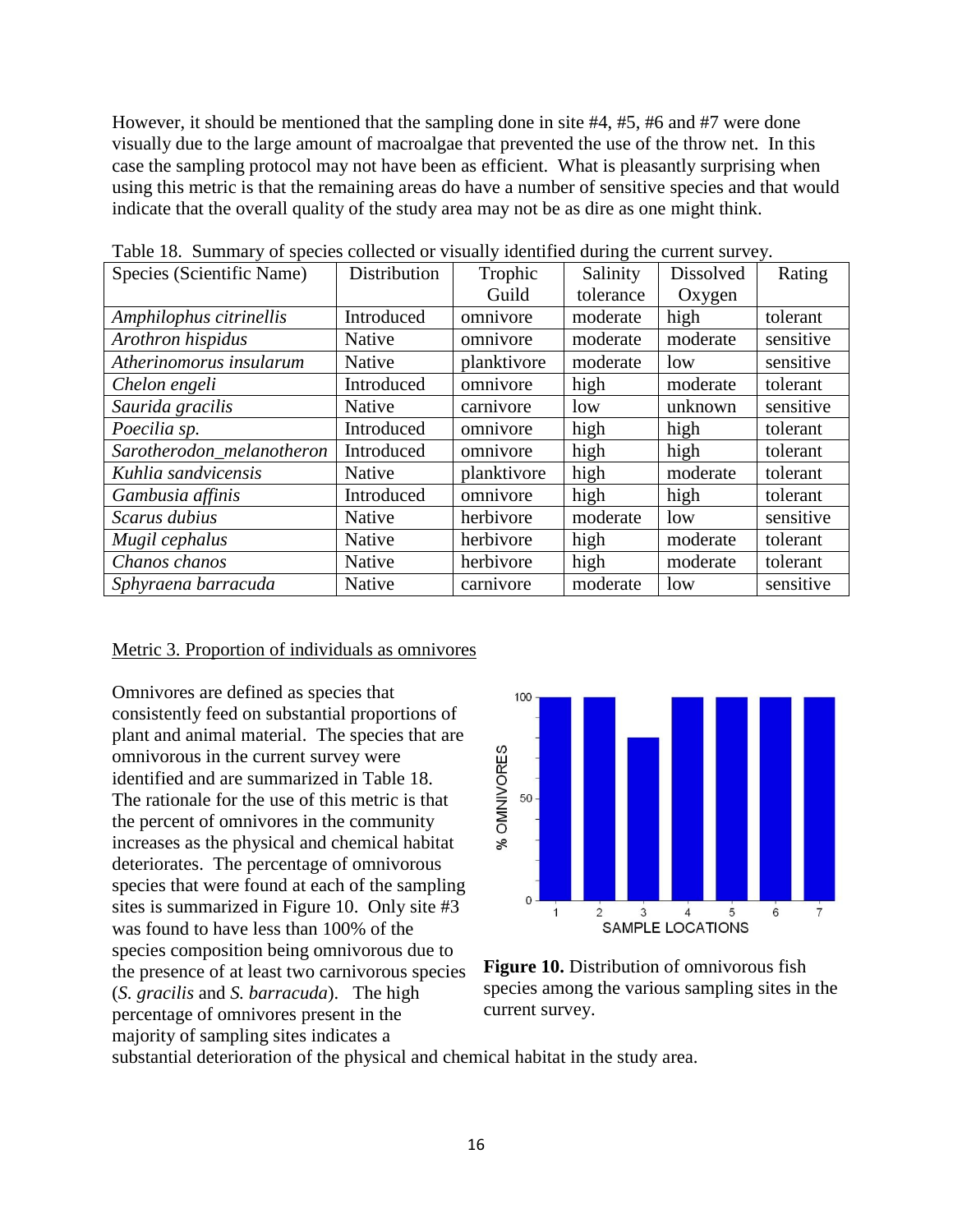However, it should be mentioned that the sampling done in site #4, #5, #6 and #7 were done visually due to the large amount of macroalgae that prevented the use of the throw net. In this case the sampling protocol may not have been as efficient. What is pleasantly surprising when using this metric is that the remaining areas do have a number of sensitive species and that would indicate that the overall quality of the study area may not be as dire as one might think.

Table 18. Summary of species collected or visually identified during the current survey.

| Species (Scientific Name) | Distribution | Trophic Guild | Salinity tolerance | Dissolved Oxygen | Rating |
|---|---|---|---|---|---|
| *Amphilophus citrinellis* | Introduced | omnivore | moderate | high | tolerant |
| *Arothron hispidus* | Native | omnivore | moderate | moderate | sensitive |
| *Atherinomorus insularum* | Native | planktivore | moderate | low | sensitive |
| *Chelon engeli* | Introduced | omnivore | high | moderate | tolerant |
| *Saurida gracilis* | Native | carnivore | low | unknown | sensitive |
| *Poecilia sp.* | Introduced | omnivore | high | high | tolerant |
| *Sarotherodon_melanotheron* | Introduced | omnivore | high | high | tolerant |
| *Kuhlia sandvicensis* | Native | planktivore | high | moderate | tolerant |
| *Gambusia affinis* | Introduced | omnivore | high | high | tolerant |
| *Scarus dubius* | Native | herbivore | moderate | low | sensitive |
| *Mugil cephalus* | Native | herbivore | high | moderate | tolerant |
| *Chanos chanos* | Native | herbivore | high | moderate | tolerant |
| *Sphyraena barracuda* | Native | carnivore | moderate | low | sensitive |

Metric 3. Proportion of individuals as omnivores

Omnivores are defined as species that consistently feed on substantial proportions of plant and animal material. The species that are omnivorous in the current survey were identified and are summarized in Table 18. The rationale for the use of this metric is that the percent of omnivores in the community increases as the physical and chemical habitat deteriorates. The percentage of omnivorous species that were found at each of the sampling sites is summarized in Figure 10. Only site #3 was found to have less than 100% of the species composition being omnivorous due to the presence of at least two carnivorous species (*S. gracilis* and *S. barracuda*). The high percentage of omnivores present in the majority of sampling sites indicates a substantial deterioration of the physical and chemical habitat in the study area.

% OMNIVORES
100
50
0
1 2 3 4 5 6 7
SAMPLE LOCATIONS

**Figure 10.** Distribution of omnivorous fish species among the various sampling sites in the current survey.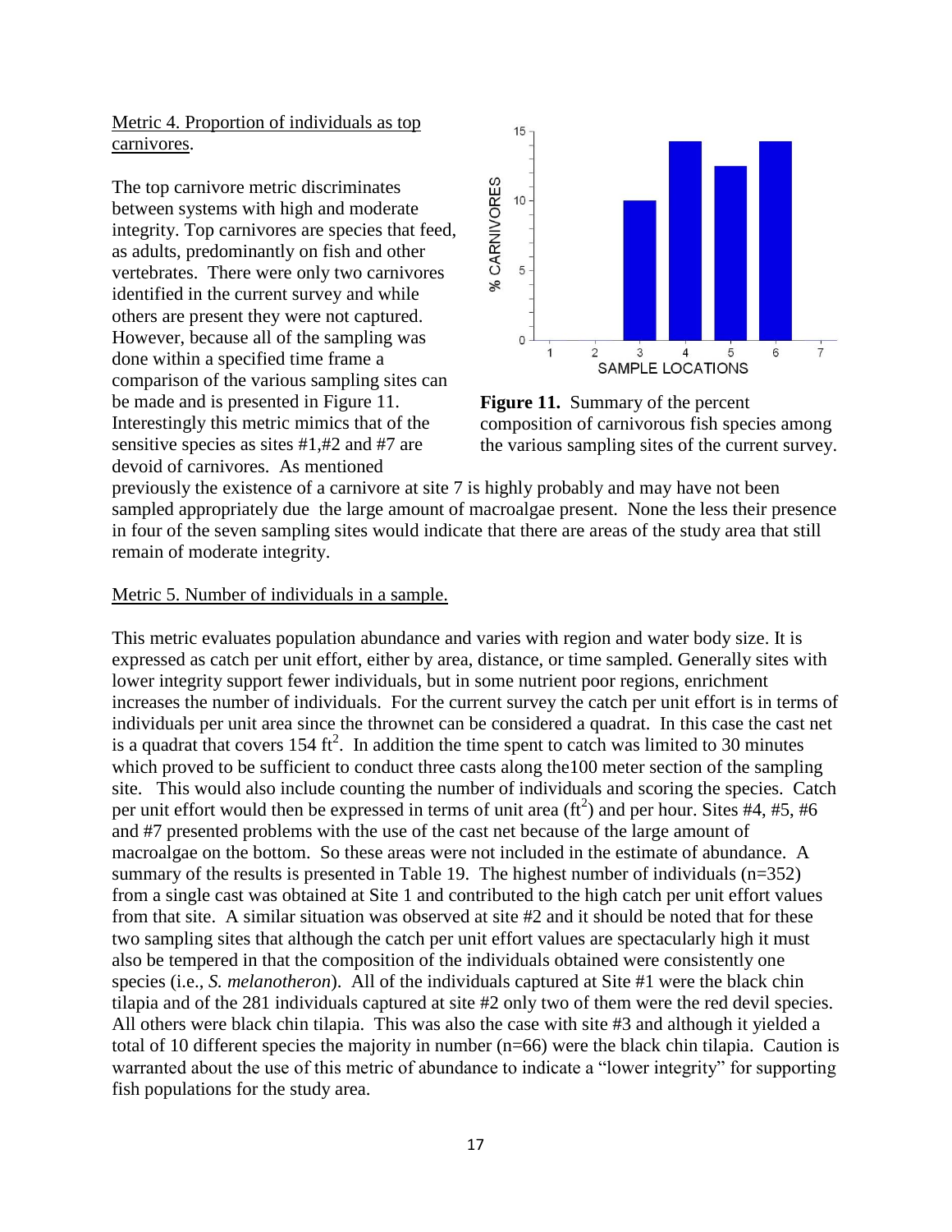Metric 4. Proportion of individuals as top carnivores.

The top carnivore metric discriminates between systems with high and moderate integrity. Top carnivores are species that feed, as adults, predominantly on fish and other vertebrates. There were only two carnivores identified in the current survey and while others are present they were not captured. However, because all of the sampling was done within a specified time frame a comparison of the various sampling sites can be made and is presented in Figure 11. Interestingly this metric mimics that of the sensitive species as sites #1,#2 and #7 are devoid of carnivores. As mentioned previously the existence of a carnivore at site 7 is highly probably and may have not been sampled appropriately due the large amount of macroalgae present. None the less their presence in four of the seven sampling sites would indicate that there are areas of the study area that still remain of moderate integrity.

% CARNIVORES

15
10
5
0

1 2 3 4 5 6 7

SAMPLE LOCATIONS

**Figure 11.** Summary of the percent composition of carnivorous fish species among the various sampling sites of the current survey.

Metric 5. Number of individuals in a sample.

This metric evaluates population abundance and varies with region and water body size. It is expressed as catch per unit effort, either by area, distance, or time sampled. Generally sites with lower integrity support fewer individuals, but in some nutrient poor regions, enrichment increases the number of individuals. For the current survey the catch per unit effort is in terms of individuals per unit area since the thrownet can be considered a quadrat. In this case the cast net is a quadrat that covers 154 $ft^2$. In addition the time spent to catch was limited to 30 minutes which proved to be sufficient to conduct three casts along the100 meter section of the sampling site. This would also include counting the number of individuals and scoring the species. Catch per unit effort would then be expressed in terms of unit area ($ft^2$) and per hour. Sites #4, #5, #6 and #7 presented problems with the use of the cast net because of the large amount of macroalgae on the bottom. So these areas were not included in the estimate of abundance. A summary of the results is presented in Table 19. The highest number of individuals (n=352) from a single cast was obtained at Site 1 and contributed to the high catch per unit effort values from that site. A similar situation was observed at site #2 and it should be noted that for these two sampling sites that although the catch per unit effort values are spectacularly high it must also be tempered in that the composition of the individuals obtained were consistently one species (i.e., *S. melanotheron*). All of the individuals captured at Site #1 were the black chin tilapia and of the 281 individuals captured at site #2 only two of them were the red devil species. All others were black chin tilapia. This was also the case with site #3 and although it yielded a total of 10 different species the majority in number (n=66) were the black chin tilapia. Caution is warranted about the use of this metric of abundance to indicate a "lower integrity" for supporting fish populations for the study area.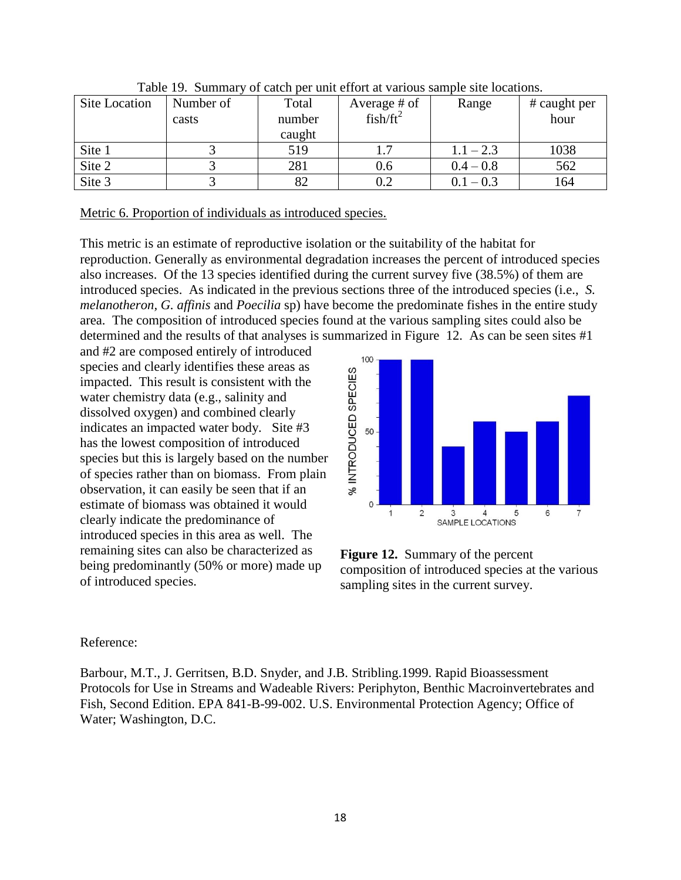Table 19. Summary of catch per unit effort at various sample site locations.

| Site Location | Number of casts | Total number caught | Average # of fish/ft$^2$ | Range | # caught per hour |
|---|---|---|---|---|---|
| Site 1 | 3 | 519 | 1.7 | 1.1 – 2.3 | 1038 |
| Site 2 | 3 | 281 | 0.6 | 0.4 – 0.8 | 562 |
| Site 3 | 3 | 82 | 0.2 | 0.1 – 0.3 | 164 |

Metric 6. Proportion of individuals as introduced species.

This metric is an estimate of reproductive isolation or the suitability of the habitat for reproduction. Generally as environmental degradation increases the percent of introduced species also increases. Of the 13 species identified during the current survey five (38.5%) of them are introduced species. As indicated in the previous sections three of the introduced species (i.e., *S. melanotheron, G. affinis* and *Poecilia* sp) have become the predominate fishes in the entire study area. The composition of introduced species found at the various sampling sites could also be determined and the results of that analyses is summarized in Figure 12. As can be seen sites #1 and #2 are composed entirely of introduced species and clearly identifies these areas as impacted. This result is consistent with the water chemistry data (e.g., salinity and dissolved oxygen) and combined clearly indicates an impacted water body. Site #3 has the lowest composition of introduced species but this is largely based on the number of species rather than on biomass. From plain observation, it can easily be seen that if an estimate of biomass was obtained it would clearly indicate the predominance of introduced species in this area as well. The remaining sites can also be characterized as being predominantly (50% or more) made up of introduced species.

% INTRODUCED SPECIES

100

50

0

1 2 3 4 5 6 7

SAMPLE LOCATIONS

**Figure 12.** Summary of the percent composition of introduced species at the various sampling sites in the current survey.

Reference:

Barbour, M.T., J. Gerritsen, B.D. Snyder, and J.B. Stribling.1999. Rapid Bioassessment Protocols for Use in Streams and Wadeable Rivers: Periphyton, Benthic Macroinvertebrates and Fish, Second Edition. EPA 841-B-99-002. U.S. Environmental Protection Agency; Office of Water; Washington, D.C.